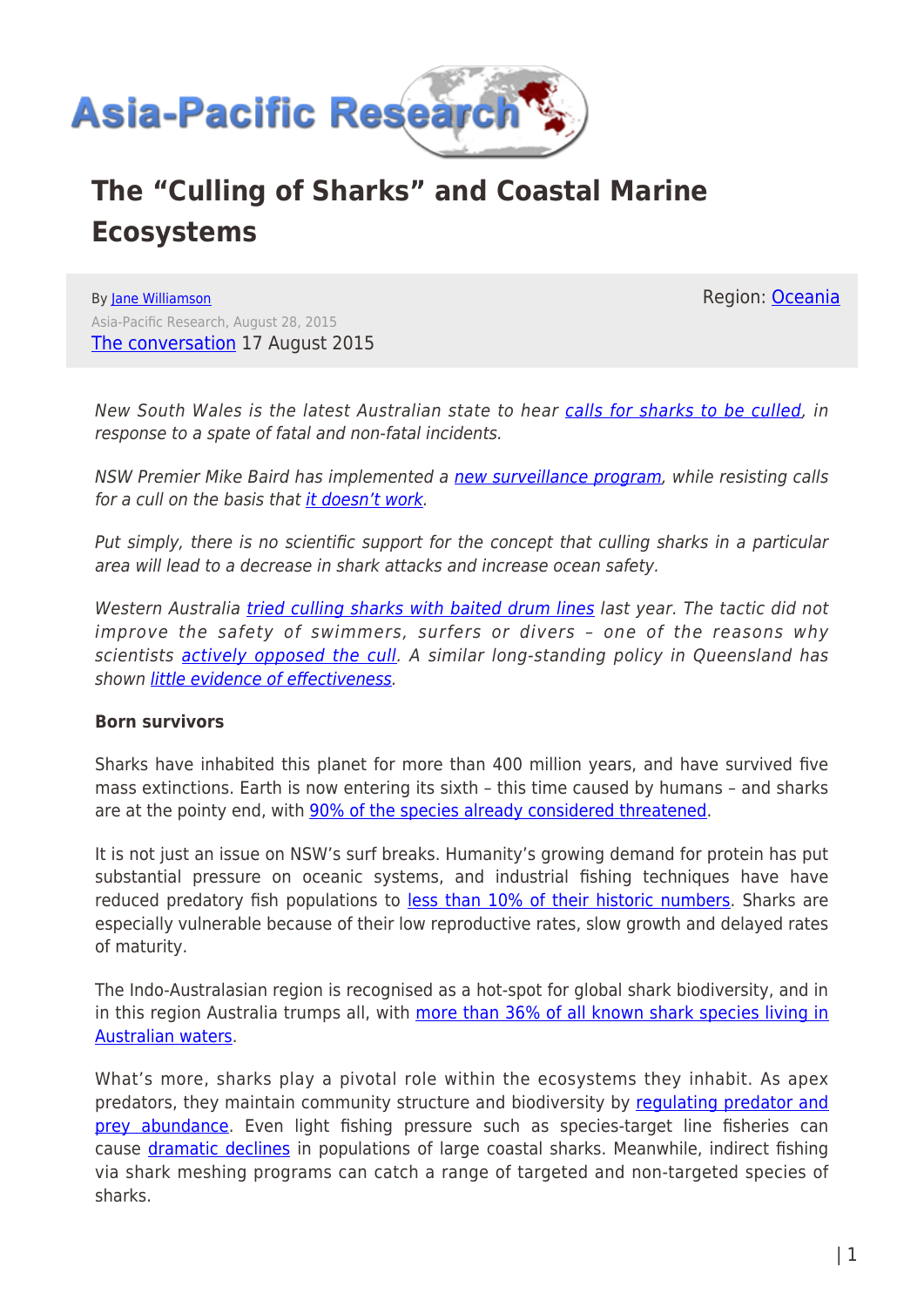# The "Culling of Sharks" and Coastal Marine Ecosystems

By Jane Williamson

Region: Oceania

Asia-Pacific Research, August 28, 2015

The conversation 17 August 2015

*New South Wales is the latest Australian state to hear calls for sharks to be culled, in response to a spate of fatal and non-fatal incidents.*

*NSW Premier Mike Baird has implemented a new surveillance program, while resisting calls for a cull on the basis that it doesn't work.*

*Put simply, there is no scientific support for the concept that culling sharks in a particular area will lead to a decrease in shark attacks and increase ocean safety.*

*Western Australia tried culling sharks with baited drum lines last year. The tactic did not improve the safety of swimmers, surfers or divers – one of the reasons why scientists actively opposed the cull. A similar long-standing policy in Queensland has shown little evidence of effectiveness.*

**Born survivors**

Sharks have inhabited this planet for more than 400 million years, and have survived five mass extinctions. Earth is now entering its sixth – this time caused by humans – and sharks are at the pointy end, with 90% of the species already considered threatened.

It is not just an issue on NSW's surf breaks. Humanity's growing demand for protein has put substantial pressure on oceanic systems, and industrial fishing techniques have have reduced predatory fish populations to less than 10% of their historic numbers. Sharks are especially vulnerable because of their low reproductive rates, slow growth and delayed rates of maturity.

The Indo-Australasian region is recognised as a hot-spot for global shark biodiversity, and in in this region Australia trumps all, with more than 36% of all known shark species living in Australian waters.

What's more, sharks play a pivotal role within the ecosystems they inhabit. As apex predators, they maintain community structure and biodiversity by regulating predator and prey abundance. Even light fishing pressure such as species-target line fisheries can cause dramatic declines in populations of large coastal sharks. Meanwhile, indirect fishing via shark meshing programs can catch a range of targeted and non-targeted species of sharks.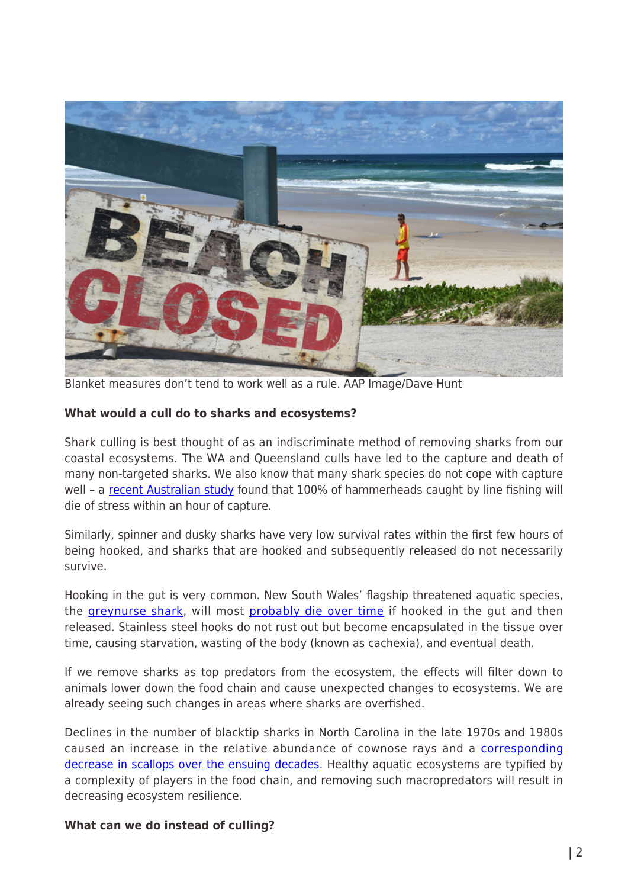Blanket measures don't tend to work well as a rule. AAP Image/Dave Hunt

**What would a cull do to sharks and ecosystems?**

Shark culling is best thought of as an indiscriminate method of removing sharks from our coastal ecosystems. The WA and Queensland culls have led to the capture and death of many non-targeted sharks. We also know that many shark species do not cope with capture well – a recent Australian study found that 100% of hammerheads caught by line fishing will die of stress within an hour of capture.

Similarly, spinner and dusky sharks have very low survival rates within the first few hours of being hooked, and sharks that are hooked and subsequently released do not necessarily survive.

Hooking in the gut is very common. New South Wales' flagship threatened aquatic species, the greynurse shark, will most probably die over time if hooked in the gut and then released. Stainless steel hooks do not rust out but become encapsulated in the tissue over time, causing starvation, wasting of the body (known as cachexia), and eventual death.

If we remove sharks as top predators from the ecosystem, the effects will filter down to animals lower down the food chain and cause unexpected changes to ecosystems. We are already seeing such changes in areas where sharks are overfished.

Declines in the number of blacktip sharks in North Carolina in the late 1970s and 1980s caused an increase in the relative abundance of cownose rays and a corresponding decrease in scallops over the ensuing decades. Healthy aquatic ecosystems are typified by a complexity of players in the food chain, and removing such macropredators will result in decreasing ecosystem resilience.

**What can we do instead of culling?**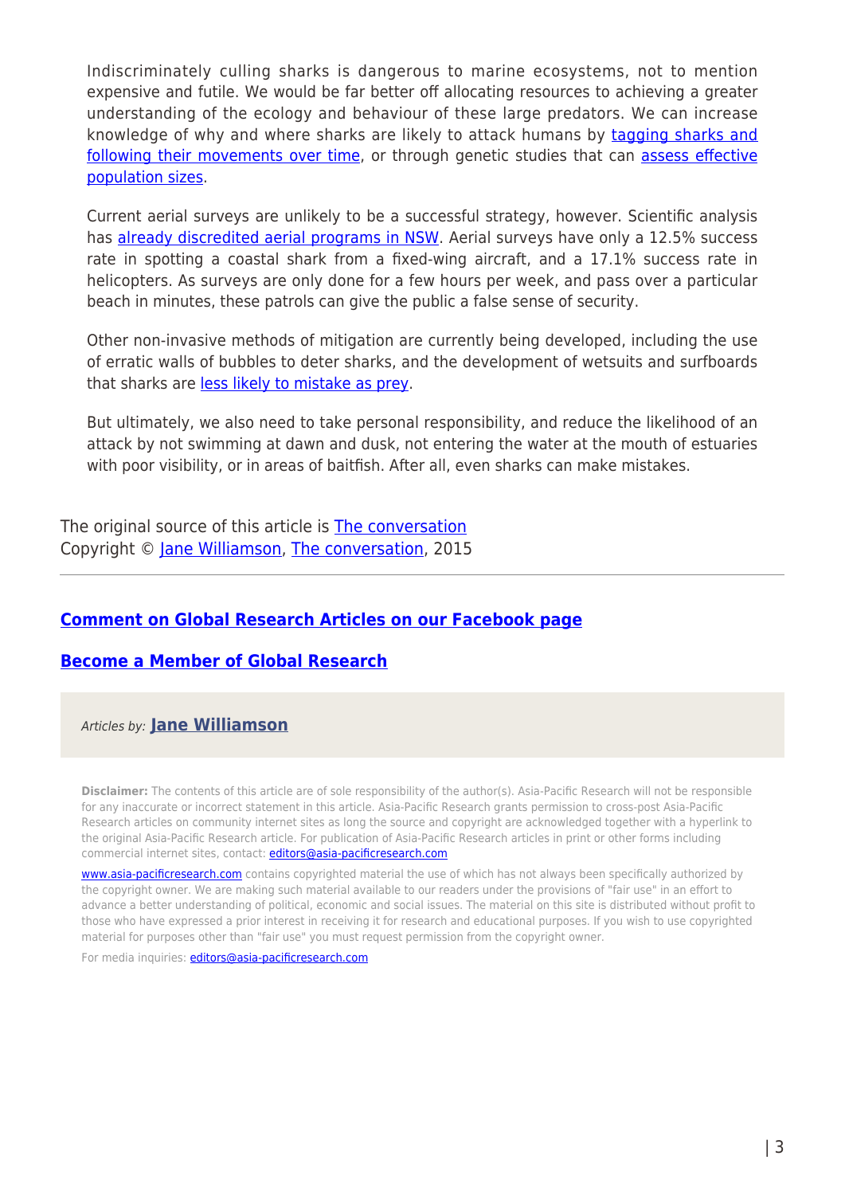Indiscriminately culling sharks is dangerous to marine ecosystems, not to mention expensive and futile. We would be far better off allocating resources to achieving a greater understanding of the ecology and behaviour of these large predators. We can increase knowledge of why and where sharks are likely to attack humans by tagging sharks and following their movements over time, or through genetic studies that can assess effective population sizes.

Current aerial surveys are unlikely to be a successful strategy, however. Scientific analysis has already discredited aerial programs in NSW. Aerial surveys have only a 12.5% success rate in spotting a coastal shark from a fixed-wing aircraft, and a 17.1% success rate in helicopters. As surveys are only done for a few hours per week, and pass over a particular beach in minutes, these patrols can give the public a false sense of security.

Other non-invasive methods of mitigation are currently being developed, including the use of erratic walls of bubbles to deter sharks, and the development of wetsuits and surfboards that sharks are less likely to mistake as prey.

But ultimately, we also need to take personal responsibility, and reduce the likelihood of an attack by not swimming at dawn and dusk, not entering the water at the mouth of estuaries with poor visibility, or in areas of baitfish. After all, even sharks can make mistakes.

The original source of this article is The conversation
Copyright © Jane Williamson, The conversation, 2015

---

**Comment on Global Research Articles on our Facebook page**

**Become a Member of Global Research**

*Articles by:* **Jane Williamson**

**Disclaimer:** The contents of this article are of sole responsibility of the author(s). Asia-Pacific Research will not be responsible for any inaccurate or incorrect statement in this article. Asia-Pacific Research grants permission to cross-post Asia-Pacific Research articles on community internet sites as long the source and copyright are acknowledged together with a hyperlink to the original Asia-Pacific Research article. For publication of Asia-Pacific Research articles in print or other forms including commercial internet sites, contact: editors@asia-pacificresearch.com

www.asia-pacificresearch.com contains copyrighted material the use of which has not always been specifically authorized by the copyright owner. We are making such material available to our readers under the provisions of "fair use" in an effort to advance a better understanding of political, economic and social issues. The material on this site is distributed without profit to those who have expressed a prior interest in receiving it for research and educational purposes. If you wish to use copyrighted material for purposes other than "fair use" you must request permission from the copyright owner.

For media inquiries: editors@asia-pacificresearch.com